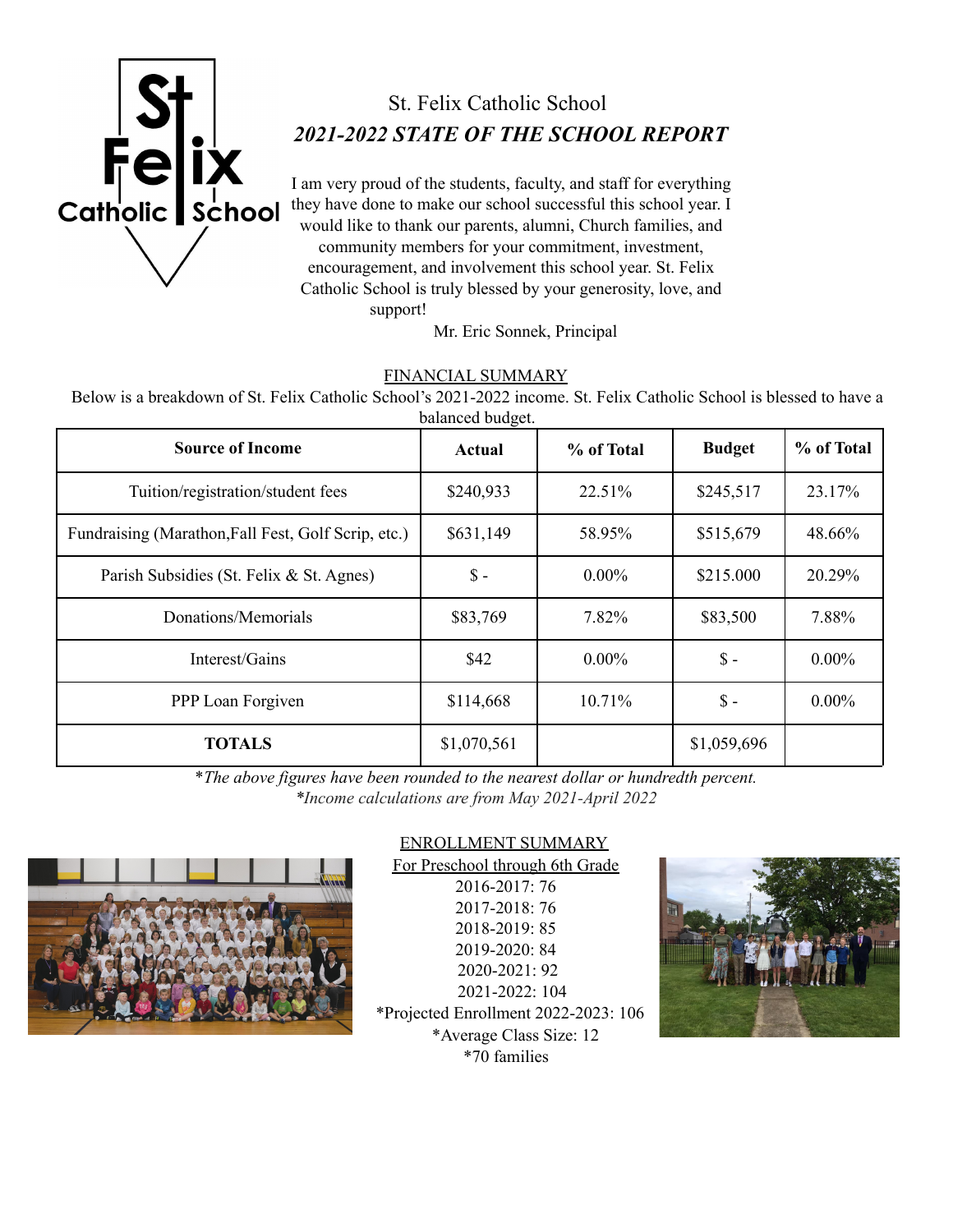# St. Felix Catholic School

## *2021-2022 STATE OF THE SCHOOL REPORT*

I am very proud of the students, faculty, and staff for everything they have done to make our school successful this school year. I would like to thank our parents, alumni, Church families, and community members for your commitment, investment, encouragement, and involvement this school year. St. Felix Catholic School is truly blessed by your generosity, love, and support!

Mr. Eric Sonnek, Principal

### FINANCIAL SUMMARY

Below is a breakdown of St. Felix Catholic School's 2021-2022 income. St. Felix Catholic School is blessed to have a balanced budget.

| Source of Income | Actual | % of Total | Budget | % of Total |
|---|---|---|---|---|
| Tuition/registration/student fees | $240,933 | 22.51% | $245,517 | 23.17% |
| Fundraising (Marathon,Fall Fest, Golf Scrip, etc.) | $631,149 | 58.95% | $515,679 | 48.66% |
| Parish Subsidies (St. Felix & St. Agnes) | $ - | 0.00% | $215.000 | 20.29% |
| Donations/Memorials | $83,769 | 7.82% | $83,500 | 7.88% |
| Interest/Gains | $42 | 0.00% | $ - | 0.00% |
| PPP Loan Forgiven | $114,668 | 10.71% | $ - | 0.00% |
| **TOTALS** | $1,070,561 | | $1,059,696 | |

**The above figures have been rounded to the nearest dollar or hundredth percent.*
**Income calculations are from May 2021-April 2022*

### ENROLLMENT SUMMARY

For Preschool through 6th Grade

2016-2017: 76
2017-2018: 76
2018-2019: 85
2019-2020: 84
2020-2021: 92
2021-2022: 104
*Projected Enrollment 2022-2023: 106
*Average Class Size: 12
*70 families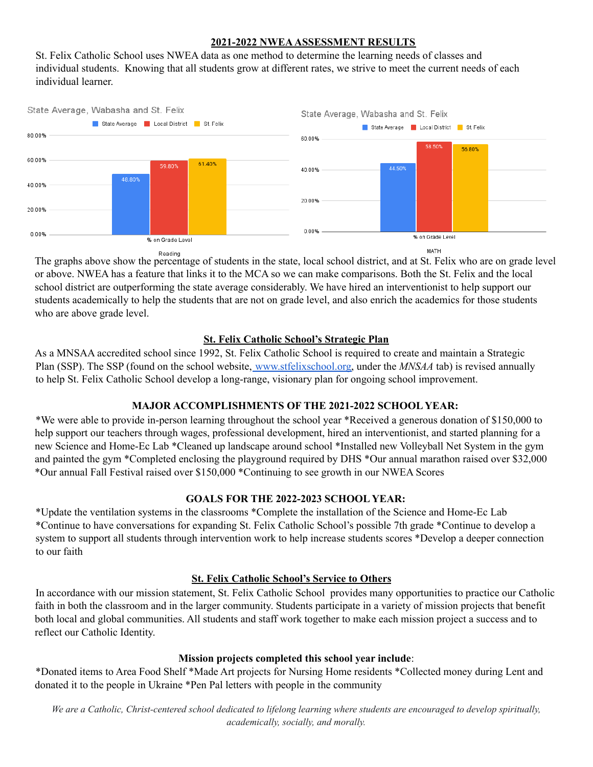## 2021-2022 NWEA ASSESSMENT RESULTS

St. Felix Catholic School uses NWEA data as one method to determine the learning needs of classes and individual students. Knowing that all students grow at different rates, we strive to meet the current needs of each individual learner.

State Average, Wabasha and St. Felix

State Average | Local District | St. Felix

80.00%
60.00%
40.00%
20.00%
0.00%

48.80%
59.80%
61.40%

% on Grade Level

Reading

State Average, Wabasha and St. Felix

State Average | Local District | St. Felix

60.00%
40.00%
20.00%
0.00%

44.50%
58.50%
56.80%

% on Grade Level

MATH

The graphs above show the percentage of students in the state, local school district, and at St. Felix who are on grade level or above. NWEA has a feature that links it to the MCA so we can make comparisons. Both the St. Felix and the local school district are outperforming the state average considerably. We have hired an interventionist to help support our students academically to help the students that are not on grade level, and also enrich the academics for those students who are above grade level.

## St. Felix Catholic School's Strategic Plan

As a MNSAA accredited school since 1992, St. Felix Catholic School is required to create and maintain a Strategic Plan (SSP). The SSP (found on the school website, www.stfelixschool.org, under the *MNSAA* tab) is revised annually to help St. Felix Catholic School develop a long-range, visionary plan for ongoing school improvement.

### MAJOR ACCOMPLISHMENTS OF THE 2021-2022 SCHOOL YEAR:

*We were able to provide in-person learning throughout the school year *Received a generous donation of $150,000 to help support our teachers through wages, professional development, hired an interventionist, and started planning for a new Science and Home-Ec Lab *Cleaned up landscape around school *Installed new Volleyball Net System in the gym and painted the gym *Completed enclosing the playground required by DHS *Our annual marathon raised over $32,000 *Our annual Fall Festival raised over $150,000 *Continuing to see growth in our NWEA Scores

### GOALS FOR THE 2022-2023 SCHOOL YEAR:

*Update the ventilation systems in the classrooms *Complete the installation of the Science and Home-Ec Lab *Continue to have conversations for expanding St. Felix Catholic School's possible 7th grade *Continue to develop a system to support all students through intervention work to help increase students scores *Develop a deeper connection to our faith

## St. Felix Catholic School's Service to Others

In accordance with our mission statement, St. Felix Catholic School provides many opportunities to practice our Catholic faith in both the classroom and in the larger community. Students participate in a variety of mission projects that benefit both local and global communities. All students and staff work together to make each mission project a success and to reflect our Catholic Identity.

### Mission projects completed this school year include:

*Donated items to Area Food Shelf *Made Art projects for Nursing Home residents *Collected money during Lent and donated it to the people in Ukraine *Pen Pal letters with people in the community

*We are a Catholic, Christ-centered school dedicated to lifelong learning where students are encouraged to develop spiritually, academically, socially, and morally.*